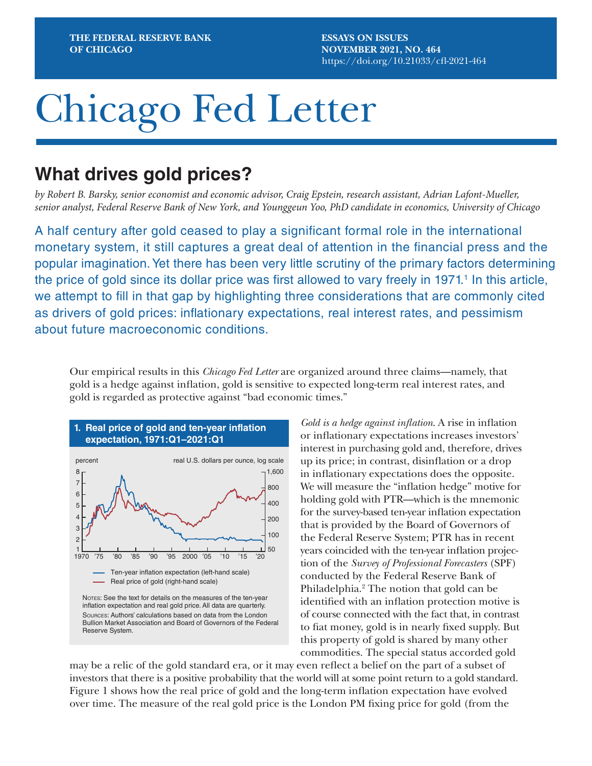THE FEDERAL RESERVE BANK OF CHICAGO

ESSAYS ON ISSUES
NOVEMBER 2021, NO. 464
https://doi.org/10.21033/cfl-2021-464

# Chicago Fed Letter

## What drives gold prices?

*by Robert B. Barsky, senior economist and economic advisor, Craig Epstein, research assistant, Adrian Lafont-Mueller, senior analyst, Federal Reserve Bank of New York, and Younggeun Yoo, PhD candidate in economics, University of Chicago*

A half century after gold ceased to play a significant formal role in the international monetary system, it still captures a great deal of attention in the financial press and the popular imagination. Yet there has been very little scrutiny of the primary factors determining the price of gold since its dollar price was first allowed to vary freely in 1971.[1] In this article, we attempt to fill in that gap by highlighting three considerations that are commonly cited as drivers of gold prices: inflationary expectations, real interest rates, and pessimism about future macroeconomic conditions.

Our empirical results in this *Chicago Fed Letter* are organized around three claims—namely, that gold is a hedge against inflation, gold is sensitive to expected long-term real interest rates, and gold is regarded as protective against "bad economic times."

**1. Real price of gold and ten-year inflation expectation, 1971:Q1–2021:Q1**

Notes: See the text for details on the measures of the ten-year inflation expectation and real gold price. All data are quarterly.
Sources: Authors' calculations based on data from the London Bullion Market Association and Board of Governors of the Federal Reserve System.

*Gold is a hedge against inflation.* A rise in inflation or inflationary expectations increases investors' interest in purchasing gold and, therefore, drives up its price; in contrast, disinflation or a drop in inflationary expectations does the opposite. We will measure the "inflation hedge" motive for holding gold with PTR—which is the mnemonic for the survey-based ten-year inflation expectation that is provided by the Board of Governors of the Federal Reserve System; PTR has in recent years coincided with the ten-year inflation projection of the *Survey of Professional Forecasters* (SPF) conducted by the Federal Reserve Bank of Philadelphia.[2] The notion that gold can be identified with an inflation protection motive is of course connected with the fact that, in contrast to fiat money, gold is in nearly fixed supply. But this property of gold is shared by many other commodities. The special status accorded gold may be a relic of the gold standard era, or it may even reflect a belief on the part of a subset of investors that there is a positive probability that the world will at some point return to a gold standard. Figure 1 shows how the real price of gold and the long-term inflation expectation have evolved over time. The measure of the real gold price is the London PM fixing price for gold (from the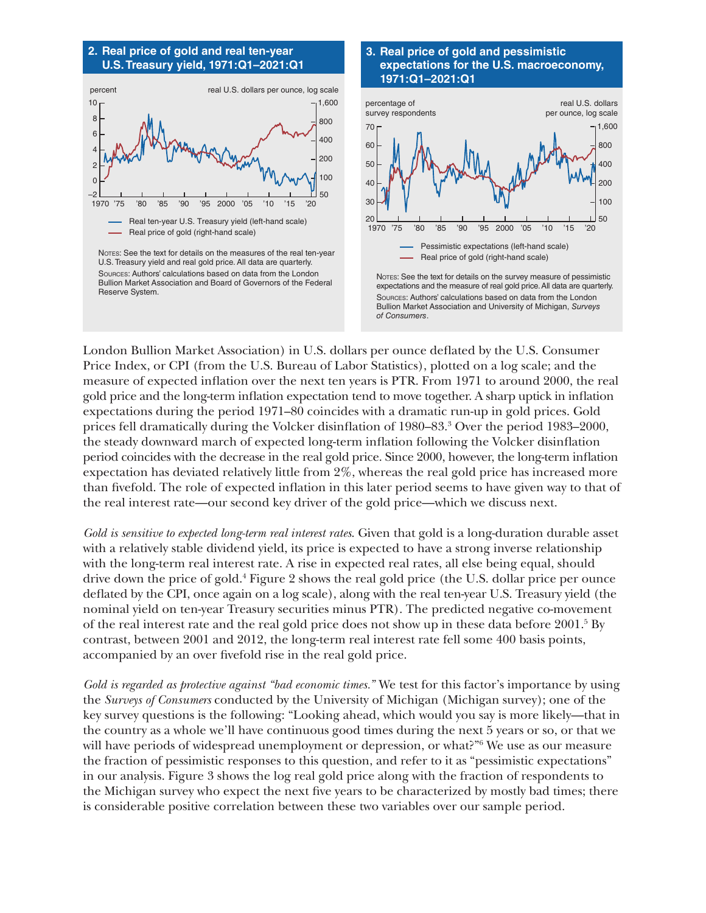**2. Real price of gold and real ten-year U.S. Treasury yield, 1971:Q1–2021:Q1**

— Real ten-year U.S. Treasury yield (left-hand scale)
— Real price of gold (right-hand scale)

Notes: See the text for details on the measures of the real ten-year U.S. Treasury yield and real gold price. All data are quarterly.
Sources: Authors' calculations based on data from the London Bullion Market Association and Board of Governors of the Federal Reserve System.

**3. Real price of gold and pessimistic expectations for the U.S. macroeconomy, 1971:Q1–2021:Q1**

— Pessimistic expectations (left-hand scale)
— Real price of gold (right-hand scale)

Notes: See the text for details on the survey measure of pessimistic expectations and the measure of real gold price. All data are quarterly.
Sources: Authors' calculations based on data from the London Bullion Market Association and University of Michigan, *Surveys of Consumers*.

London Bullion Market Association) in U.S. dollars per ounce deflated by the U.S. Consumer Price Index, or CPI (from the U.S. Bureau of Labor Statistics), plotted on a log scale; and the measure of expected inflation over the next ten years is PTR. From 1971 to around 2000, the real gold price and the long-term inflation expectation tend to move together. A sharp uptick in inflation expectations during the period 1971–80 coincides with a dramatic run-up in gold prices. Gold prices fell dramatically during the Volcker disinflation of 1980–83.[3] Over the period 1983–2000, the steady downward march of expected long-term inflation following the Volcker disinflation period coincides with the decrease in the real gold price. Since 2000, however, the long-term inflation expectation has deviated relatively little from 2%, whereas the real gold price has increased more than fivefold. The role of expected inflation in this later period seems to have given way to that of the real interest rate—our second key driver of the gold price—which we discuss next.

*Gold is sensitive to expected long-term real interest rates.* Given that gold is a long-duration durable asset with a relatively stable dividend yield, its price is expected to have a strong inverse relationship with the long-term real interest rate. A rise in expected real rates, all else being equal, should drive down the price of gold.[4] Figure 2 shows the real gold price (the U.S. dollar price per ounce deflated by the CPI, once again on a log scale), along with the real ten-year U.S. Treasury yield (the nominal yield on ten-year Treasury securities minus PTR). The predicted negative co-movement of the real interest rate and the real gold price does not show up in these data before 2001.[5] By contrast, between 2001 and 2012, the long-term real interest rate fell some 400 basis points, accompanied by an over fivefold rise in the real gold price.

*Gold is regarded as protective against "bad economic times."* We test for this factor's importance by using the *Surveys of Consumers* conducted by the University of Michigan (Michigan survey); one of the key survey questions is the following: "Looking ahead, which would you say is more likely—that in the country as a whole we'll have continuous good times during the next 5 years or so, or that we will have periods of widespread unemployment or depression, or what?"[6] We use as our measure the fraction of pessimistic responses to this question, and refer to it as "pessimistic expectations" in our analysis. Figure 3 shows the log real gold price along with the fraction of respondents to the Michigan survey who expect the next five years to be characterized by mostly bad times; there is considerable positive correlation between these two variables over our sample period.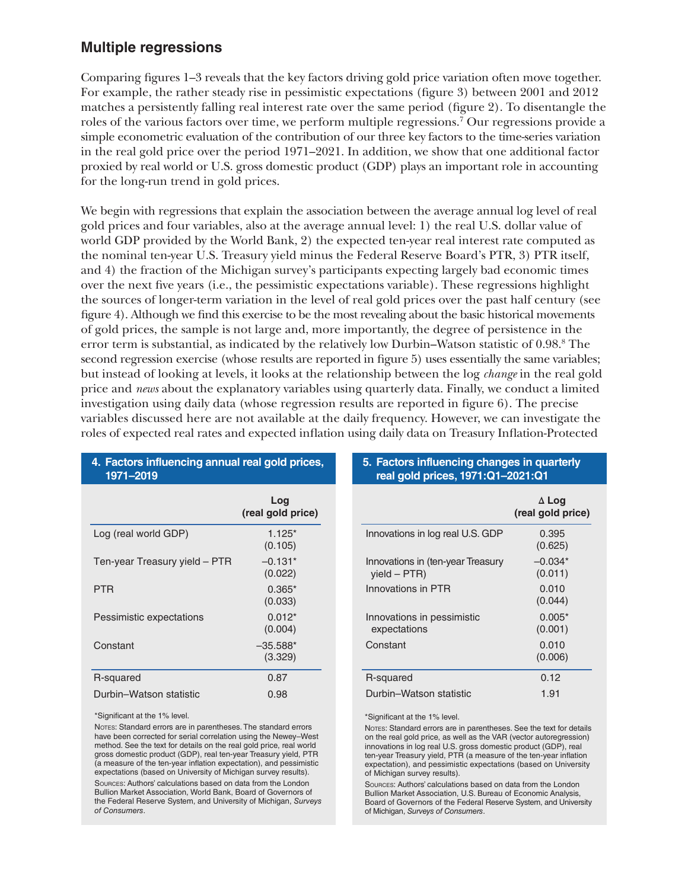## Multiple regressions

Comparing figures 1–3 reveals that the key factors driving gold price variation often move together. For example, the rather steady rise in pessimistic expectations (figure 3) between 2001 and 2012 matches a persistently falling real interest rate over the same period (figure 2). To disentangle the roles of the various factors over time, we perform multiple regressions.[7] Our regressions provide a simple econometric evaluation of the contribution of our three key factors to the time-series variation in the real gold price over the period 1971–2021. In addition, we show that one additional factor proxied by real world or U.S. gross domestic product (GDP) plays an important role in accounting for the long-run trend in gold prices.

We begin with regressions that explain the association between the average annual log level of real gold prices and four variables, also at the average annual level: 1) the real U.S. dollar value of world GDP provided by the World Bank, 2) the expected ten-year real interest rate computed as the nominal ten-year U.S. Treasury yield minus the Federal Reserve Board's PTR, 3) PTR itself, and 4) the fraction of the Michigan survey's participants expecting largely bad economic times over the next five years (i.e., the pessimistic expectations variable). These regressions highlight the sources of longer-term variation in the level of real gold prices over the past half century (see figure 4). Although we find this exercise to be the most revealing about the basic historical movements of gold prices, the sample is not large and, more importantly, the degree of persistence in the error term is substantial, as indicated by the relatively low Durbin–Watson statistic of 0.98.[8] The second regression exercise (whose results are reported in figure 5) uses essentially the same variables; but instead of looking at levels, it looks at the relationship between the log *change* in the real gold price and *news* about the explanatory variables using quarterly data. Finally, we conduct a limited investigation using daily data (whose regression results are reported in figure 6). The precise variables discussed here are not available at the daily frequency. However, we can investigate the roles of expected real rates and expected inflation using daily data on Treasury Inflation-Protected

**4. Factors influencing annual real gold prices, 1971–2019**

| | Log (real gold price) |
|---|---|
| Log (real world GDP) | 1.125* (0.105) |
| Ten-year Treasury yield – PTR | –0.131* (0.022) |
| PTR | 0.365* (0.033) |
| Pessimistic expectations | 0.012* (0.004) |
| Constant | –35.588* (3.329) |
| R-squared | 0.87 |
| Durbin–Watson statistic | 0.98 |

*Significant at the 1% level.

Notes: Standard errors are in parentheses. The standard errors have been corrected for serial correlation using the Newey–West method. See the text for details on the real gold price, real world gross domestic product (GDP), real ten-year Treasury yield, PTR (a measure of the ten-year inflation expectation), and pessimistic expectations (based on University of Michigan survey results).

Sources: Authors' calculations based on data from the London Bullion Market Association, World Bank, Board of Governors of the Federal Reserve System, and University of Michigan, *Surveys of Consumers*.

**5. Factors influencing changes in quarterly real gold prices, 1971:Q1–2021:Q1**

| | Δ Log (real gold price) |
|---|---|
| Innovations in log real U.S. GDP | 0.395 (0.625) |
| Innovations in (ten-year Treasury yield – PTR) | –0.034* (0.011) |
| Innovations in PTR | 0.010 (0.044) |
| Innovations in pessimistic expectations | 0.005* (0.001) |
| Constant | 0.010 (0.006) |
| R-squared | 0.12 |
| Durbin–Watson statistic | 1.91 |

*Significant at the 1% level.

Notes: Standard errors are in parentheses. See the text for details on the real gold price, as well as the VAR (vector autoregression) innovations in log real U.S. gross domestic product (GDP), real ten-year Treasury yield, PTR (a measure of the ten-year inflation expectation), and pessimistic expectations (based on University of Michigan survey results).

Sources: Authors' calculations based on data from the London Bullion Market Association, U.S. Bureau of Economic Analysis, Board of Governors of the Federal Reserve System, and University of Michigan, *Surveys of Consumers*.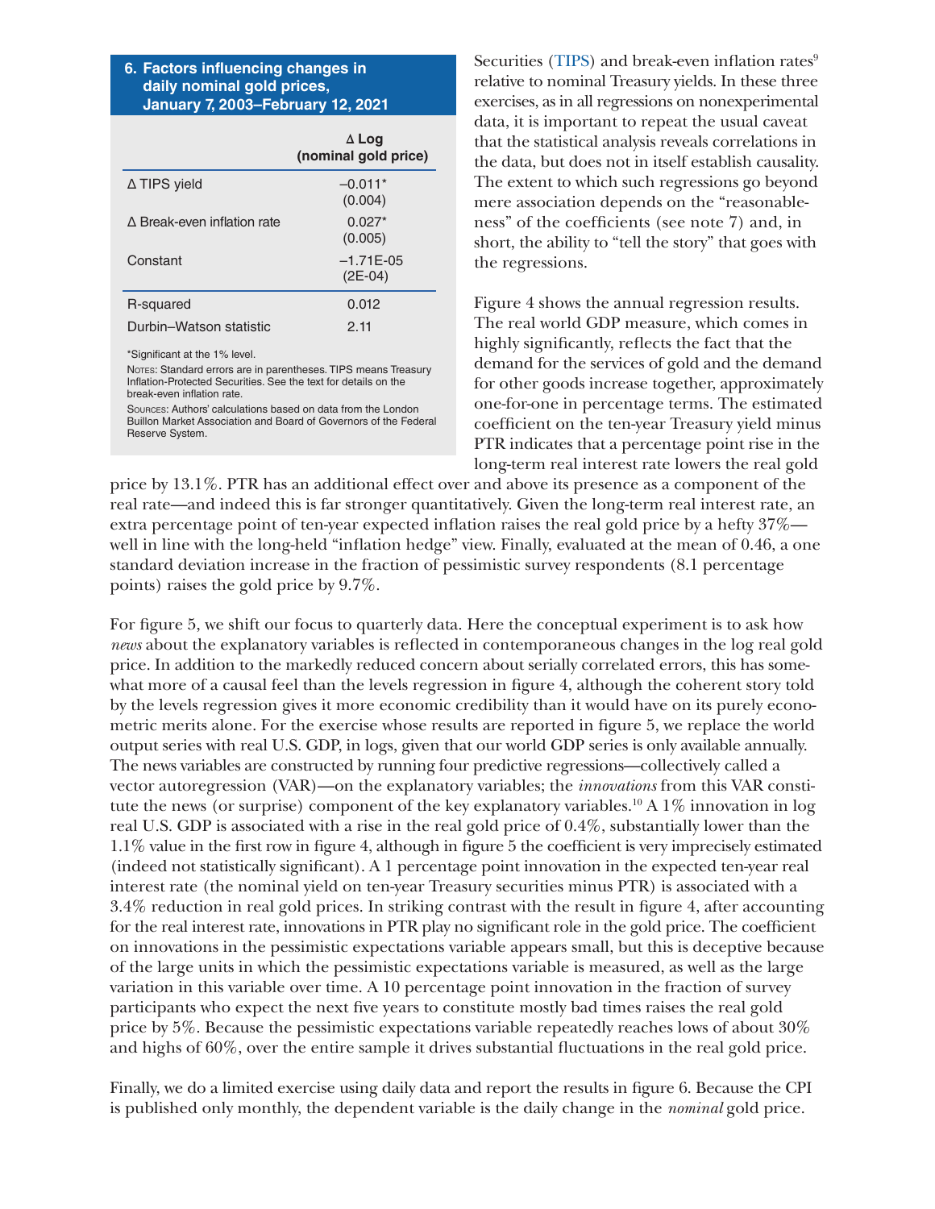**6. Factors influencing changes in daily nominal gold prices, January 7, 2003–February 12, 2021**

| | Δ Log (nominal gold price) |
|---|---|
| Δ TIPS yield | –0.011* (0.004) |
| Δ Break-even inflation rate | 0.027* (0.005) |
| Constant | –1.71E-05 (2E-04) |
| R-squared | 0.012 |
| Durbin–Watson statistic | 2.11 |

*Significant at the 1% level.

Notes: Standard errors are in parentheses. TIPS means Treasury Inflation-Protected Securities. See the text for details on the break-even inflation rate.

Sources: Authors' calculations based on data from the London Buillon Market Association and Board of Governors of the Federal Reserve System.

Securities (TIPS) and break-even inflation rates[9] relative to nominal Treasury yields. In these three exercises, as in all regressions on nonexperimental data, it is important to repeat the usual caveat that the statistical analysis reveals correlations in the data, but does not in itself establish causality. The extent to which such regressions go beyond mere association depends on the "reasonableness" of the coefficients (see note 7) and, in short, the ability to "tell the story" that goes with the regressions.

Figure 4 shows the annual regression results. The real world GDP measure, which comes in highly significantly, reflects the fact that the demand for the services of gold and the demand for other goods increase together, approximately one-for-one in percentage terms. The estimated coefficient on the ten-year Treasury yield minus PTR indicates that a percentage point rise in the long-term real interest rate lowers the real gold price by 13.1%. PTR has an additional effect over and above its presence as a component of the real rate—and indeed this is far stronger quantitatively. Given the long-term real interest rate, an extra percentage point of ten-year expected inflation raises the real gold price by a hefty 37%—well in line with the long-held "inflation hedge" view. Finally, evaluated at the mean of 0.46, a one standard deviation increase in the fraction of pessimistic survey respondents (8.1 percentage points) raises the gold price by 9.7%.

For figure 5, we shift our focus to quarterly data. Here the conceptual experiment is to ask how *news* about the explanatory variables is reflected in contemporaneous changes in the log real gold price. In addition to the markedly reduced concern about serially correlated errors, this has somewhat more of a causal feel than the levels regression in figure 4, although the coherent story told by the levels regression gives it more economic credibility than it would have on its purely econometric merits alone. For the exercise whose results are reported in figure 5, we replace the world output series with real U.S. GDP, in logs, given that our world GDP series is only available annually. The news variables are constructed by running four predictive regressions—collectively called a vector autoregression (VAR)—on the explanatory variables; the *innovations* from this VAR constitute the news (or surprise) component of the key explanatory variables.[10] A 1% innovation in log real U.S. GDP is associated with a rise in the real gold price of 0.4%, substantially lower than the 1.1% value in the first row in figure 4, although in figure 5 the coefficient is very imprecisely estimated (indeed not statistically significant). A 1 percentage point innovation in the expected ten-year real interest rate (the nominal yield on ten-year Treasury securities minus PTR) is associated with a 3.4% reduction in real gold prices. In striking contrast with the result in figure 4, after accounting for the real interest rate, innovations in PTR play no significant role in the gold price. The coefficient on innovations in the pessimistic expectations variable appears small, but this is deceptive because of the large units in which the pessimistic expectations variable is measured, as well as the large variation in this variable over time. A 10 percentage point innovation in the fraction of survey participants who expect the next five years to constitute mostly bad times raises the real gold price by 5%. Because the pessimistic expectations variable repeatedly reaches lows of about 30% and highs of 60%, over the entire sample it drives substantial fluctuations in the real gold price.

Finally, we do a limited exercise using daily data and report the results in figure 6. Because the CPI is published only monthly, the dependent variable is the daily change in the *nominal* gold price.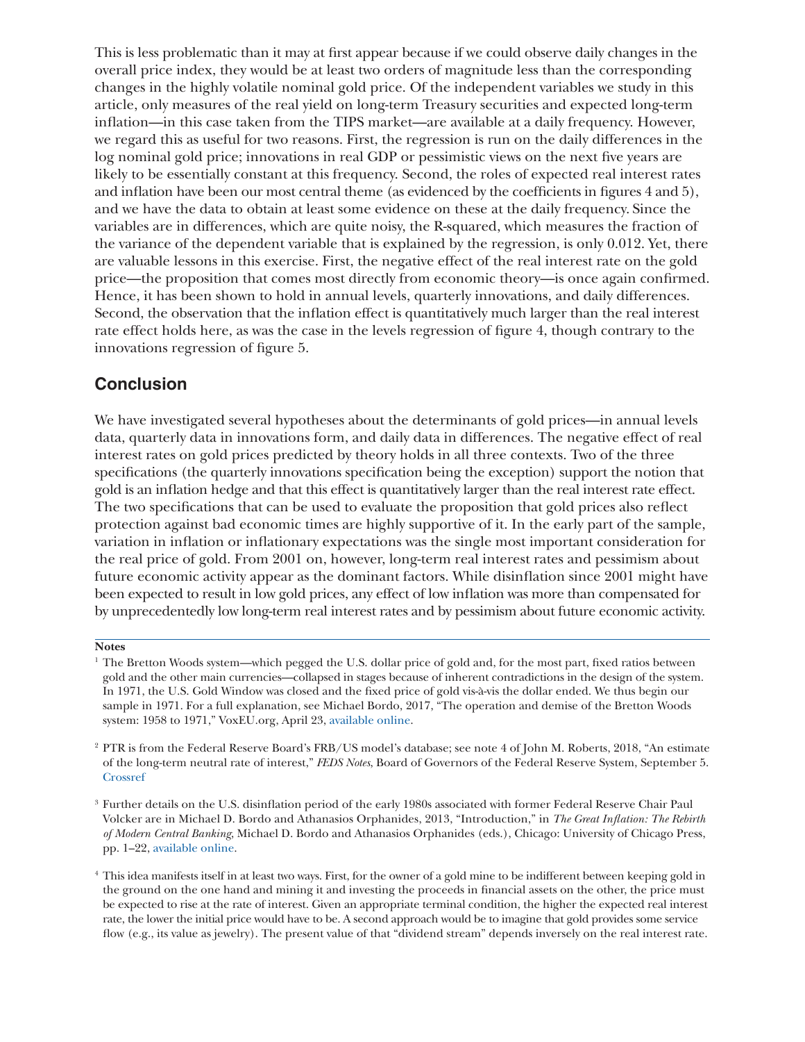This is less problematic than it may at first appear because if we could observe daily changes in the overall price index, they would be at least two orders of magnitude less than the corresponding changes in the highly volatile nominal gold price. Of the independent variables we study in this article, only measures of the real yield on long-term Treasury securities and expected long-term inflation—in this case taken from the TIPS market—are available at a daily frequency. However, we regard this as useful for two reasons. First, the regression is run on the daily differences in the log nominal gold price; innovations in real GDP or pessimistic views on the next five years are likely to be essentially constant at this frequency. Second, the roles of expected real interest rates and inflation have been our most central theme (as evidenced by the coefficients in figures 4 and 5), and we have the data to obtain at least some evidence on these at the daily frequency. Since the variables are in differences, which are quite noisy, the R-squared, which measures the fraction of the variance of the dependent variable that is explained by the regression, is only 0.012. Yet, there are valuable lessons in this exercise. First, the negative effect of the real interest rate on the gold price—the proposition that comes most directly from economic theory—is once again confirmed. Hence, it has been shown to hold in annual levels, quarterly innovations, and daily differences. Second, the observation that the inflation effect is quantitatively much larger than the real interest rate effect holds here, as was the case in the levels regression of figure 4, though contrary to the innovations regression of figure 5.

## Conclusion

We have investigated several hypotheses about the determinants of gold prices—in annual levels data, quarterly data in innovations form, and daily data in differences. The negative effect of real interest rates on gold prices predicted by theory holds in all three contexts. Two of the three specifications (the quarterly innovations specification being the exception) support the notion that gold is an inflation hedge and that this effect is quantitatively larger than the real interest rate effect. The two specifications that can be used to evaluate the proposition that gold prices also reflect protection against bad economic times are highly supportive of it. In the early part of the sample, variation in inflation or inflationary expectations was the single most important consideration for the real price of gold. From 2001 on, however, long-term real interest rates and pessimism about future economic activity appear as the dominant factors. While disinflation since 2001 might have been expected to result in low gold prices, any effect of low inflation was more than compensated for by unprecedentedly low long-term real interest rates and by pessimism about future economic activity.

**Notes**

[1] The Bretton Woods system—which pegged the U.S. dollar price of gold and, for the most part, fixed ratios between gold and the other main currencies—collapsed in stages because of inherent contradictions in the design of the system. In 1971, the U.S. Gold Window was closed and the fixed price of gold vis-à-vis the dollar ended. We thus begin our sample in 1971. For a full explanation, see Michael Bordo, 2017, "The operation and demise of the Bretton Woods system: 1958 to 1971," VoxEU.org, April 23, available online.

[2] PTR is from the Federal Reserve Board's FRB/US model's database; see note 4 of John M. Roberts, 2018, "An estimate of the long-term neutral rate of interest," *FEDS Notes*, Board of Governors of the Federal Reserve System, September 5. Crossref

[3] Further details on the U.S. disinflation period of the early 1980s associated with former Federal Reserve Chair Paul Volcker are in Michael D. Bordo and Athanasios Orphanides, 2013, "Introduction," in *The Great Inflation: The Rebirth of Modern Central Banking*, Michael D. Bordo and Athanasios Orphanides (eds.), Chicago: University of Chicago Press, pp. 1–22, available online.

[4] This idea manifests itself in at least two ways. First, for the owner of a gold mine to be indifferent between keeping gold in the ground on the one hand and mining it and investing the proceeds in financial assets on the other, the price must be expected to rise at the rate of interest. Given an appropriate terminal condition, the higher the expected real interest rate, the lower the initial price would have to be. A second approach would be to imagine that gold provides some service flow (e.g., its value as jewelry). The present value of that "dividend stream" depends inversely on the real interest rate.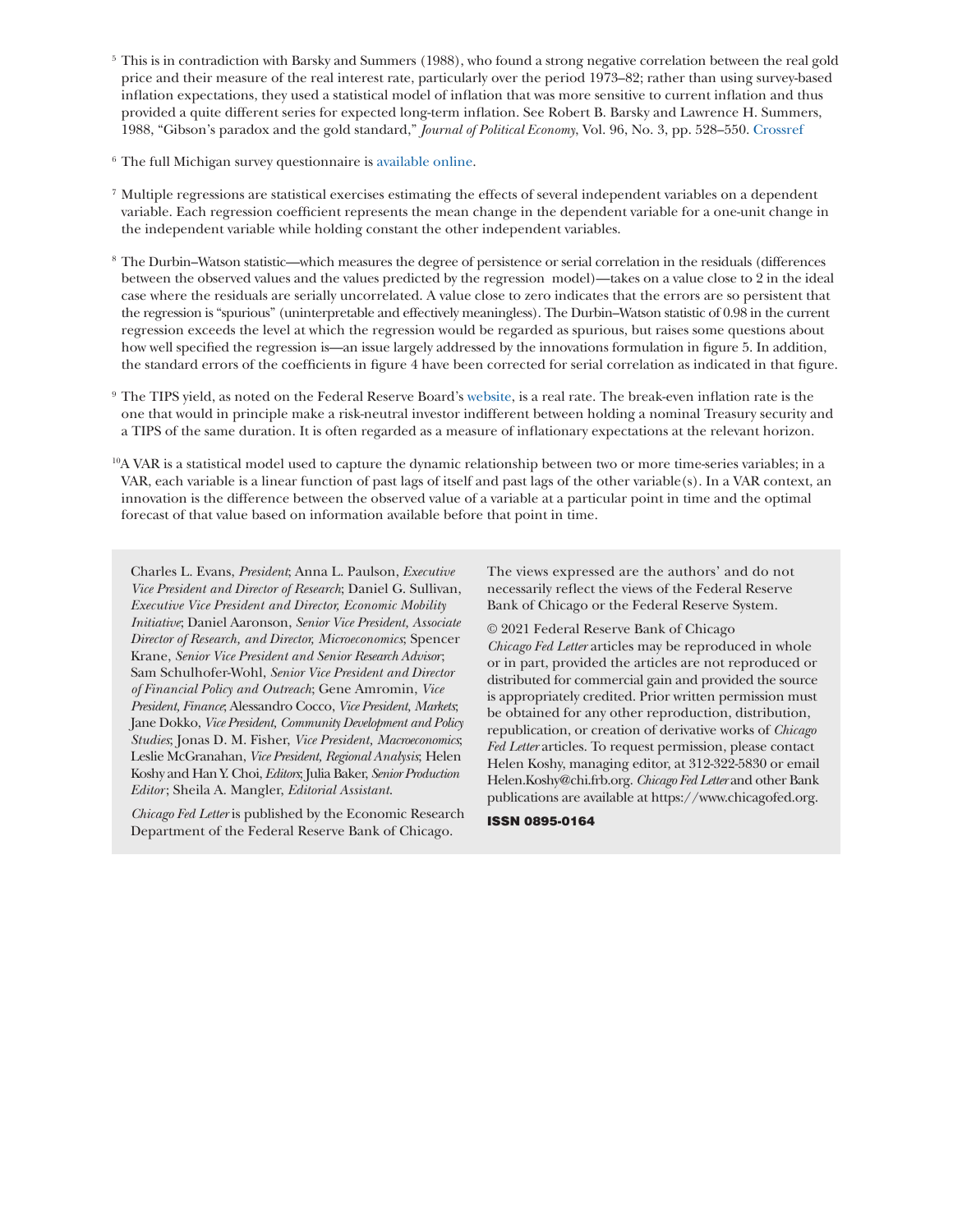[5] This is in contradiction with Barsky and Summers (1988), who found a strong negative correlation between the real gold price and their measure of the real interest rate, particularly over the period 1973–82; rather than using survey-based inflation expectations, they used a statistical model of inflation that was more sensitive to current inflation and thus provided a quite different series for expected long-term inflation. See Robert B. Barsky and Lawrence H. Summers, 1988, "Gibson's paradox and the gold standard," *Journal of Political Economy*, Vol. 96, No. 3, pp. 528–550. Crossref

[6] The full Michigan survey questionnaire is available online.

[7] Multiple regressions are statistical exercises estimating the effects of several independent variables on a dependent variable. Each regression coefficient represents the mean change in the dependent variable for a one-unit change in the independent variable while holding constant the other independent variables.

[8] The Durbin–Watson statistic—which measures the degree of persistence or serial correlation in the residuals (differences between the observed values and the values predicted by the regression model)—takes on a value close to 2 in the ideal case where the residuals are serially uncorrelated. A value close to zero indicates that the errors are so persistent that the regression is "spurious" (uninterpretable and effectively meaningless). The Durbin–Watson statistic of 0.98 in the current regression exceeds the level at which the regression would be regarded as spurious, but raises some questions about how well specified the regression is—an issue largely addressed by the innovations formulation in figure 5. In addition, the standard errors of the coefficients in figure 4 have been corrected for serial correlation as indicated in that figure.

[9] The TIPS yield, as noted on the Federal Reserve Board's website, is a real rate. The break-even inflation rate is the one that would in principle make a risk-neutral investor indifferent between holding a nominal Treasury security and a TIPS of the same duration. It is often regarded as a measure of inflationary expectations at the relevant horizon.

[10] A VAR is a statistical model used to capture the dynamic relationship between two or more time-series variables; in a VAR, each variable is a linear function of past lags of itself and past lags of the other variable(s). In a VAR context, an innovation is the difference between the observed value of a variable at a particular point in time and the optimal forecast of that value based on information available before that point in time.

Charles L. Evans, *President*; Anna L. Paulson, *Executive Vice President and Director of Research*; Daniel G. Sullivan, *Executive Vice President and Director, Economic Mobility Initiative*; Daniel Aaronson, *Senior Vice President, Associate Director of Research, and Director, Microeconomics*; Spencer Krane, *Senior Vice President and Senior Research Advisor*; Sam Schulhofer-Wohl, *Senior Vice President and Director of Financial Policy and Outreach*; Gene Amromin, *Vice President, Finance*; Alessandro Cocco, *Vice President, Markets*; Jane Dokko, *Vice President, Community Development and Policy Studies*; Jonas D. M. Fisher, *Vice President, Macroeconomics*; Leslie McGranahan, *Vice President, Regional Analysis*; Helen Koshy and Han Y. Choi, *Editors*; Julia Baker, *Senior Production Editor*; Sheila A. Mangler, *Editorial Assistant.*

*Chicago Fed Letter* is published by the Economic Research Department of the Federal Reserve Bank of Chicago.

The views expressed are the authors' and do not necessarily reflect the views of the Federal Reserve Bank of Chicago or the Federal Reserve System.

© 2021 Federal Reserve Bank of Chicago
*Chicago Fed Letter* articles may be reproduced in whole or in part, provided the articles are not reproduced or distributed for commercial gain and provided the source is appropriately credited. Prior written permission must be obtained for any other reproduction, distribution, republication, or creation of derivative works of *Chicago Fed Letter* articles. To request permission, please contact Helen Koshy, managing editor, at 312-322-5830 or email Helen.Koshy@chi.frb.org. *Chicago Fed Letter* and other Bank publications are available at https://www.chicagofed.org.

**ISSN 0895-0164**